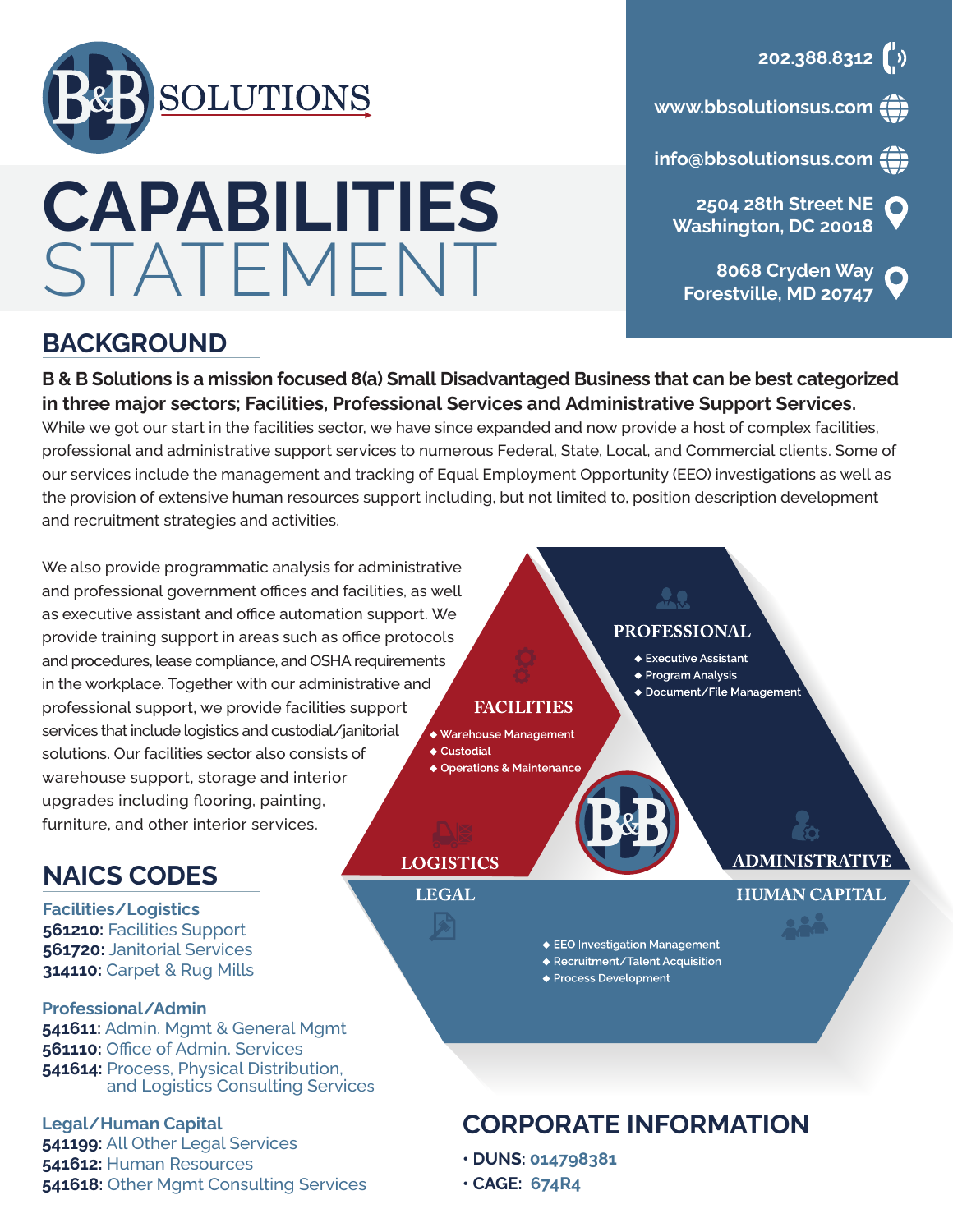# B&B SOLUTIONS

# CAPABILITIES STATEMENT

202.388.8312

www.bbsolutionsus.com

info@bbsolutionsus.com

2504 28th Street NE
Washington, DC 20018

8068 Cryden Way
Forestville, MD 20747

## BACKGROUND

**B & B Solutions is a mission focused 8(a) Small Disadvantaged Business that can be best categorized in three major sectors; Facilities, Professional Services and Administrative Support Services.** While we got our start in the facilities sector, we have since expanded and now provide a host of complex facilities, professional and administrative support services to numerous Federal, State, Local, and Commercial clients. Some of our services include the management and tracking of Equal Employment Opportunity (EEO) investigations as well as the provision of extensive human resources support including, but not limited to, position description development and recruitment strategies and activities.

We also provide programmatic analysis for administrative and professional government offices and facilities, as well as executive assistant and office automation support. We provide training support in areas such as office protocols and procedures, lease compliance, and OSHA requirements in the workplace. Together with our administrative and professional support, we provide facilities support services that include logistics and custodial/janitorial solutions. Our facilities sector also consists of warehouse support, storage and interior upgrades including flooring, painting, furniture, and other interior services.

**FACILITIES**
- Warehouse Management
- Custodial
- Operations & Maintenance

**PROFESSIONAL**
- Executive Assistant
- Program Analysis
- Document/File Management

**LOGISTICS**

**ADMINISTRATIVE**

**LEGAL**

**HUMAN CAPITAL**
- EEO Investigation Management
- Recruitment/Talent Acquisition
- Process Development

## NAICS CODES

**Facilities/Logistics**
**561210:** Facilities Support
**561720:** Janitorial Services
**314110:** Carpet & Rug Mills

**Professional/Admin**
**541611:** Admin. Mgmt & General Mgmt
**561110:** Office of Admin. Services
**541614:** Process, Physical Distribution, and Logistics Consulting Services

**Legal/Human Capital**
**541199:** All Other Legal Services
**541612:** Human Resources
**541618:** Other Mgmt Consulting Services

## CORPORATE INFORMATION

- **DUNS:** 014798381
- **CAGE:** 674R4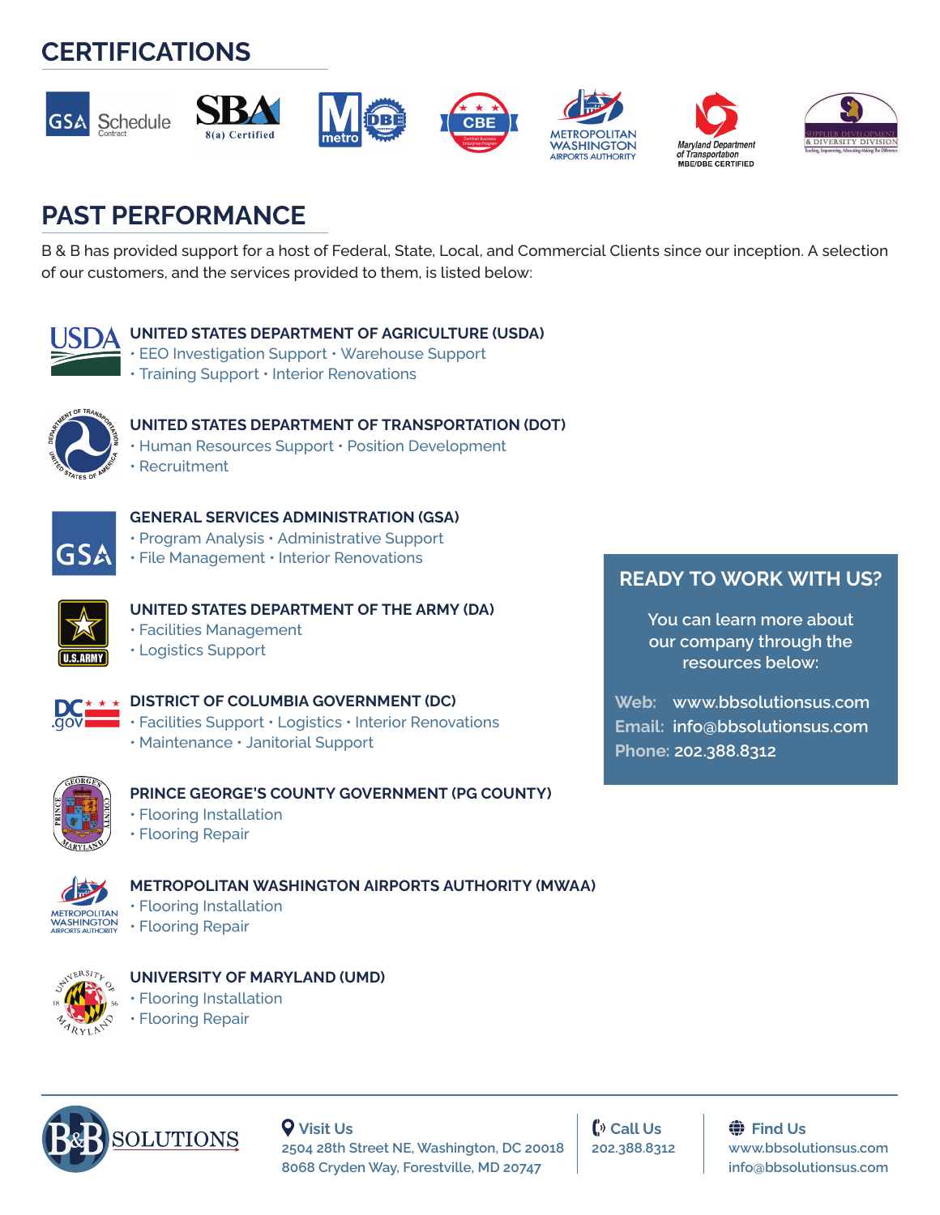## CERTIFICATIONS

GSA Schedule Contract · SBA 8(a) Certified · metro DBE · CBE · Metropolitan Washington Airports Authority · Maryland Department of Transportation MBE/DBE Certified · Supplier Development & Diversity Division

## PAST PERFORMANCE

B & B has provided support for a host of Federal, State, Local, and Commercial Clients since our inception. A selection of our customers, and the services provided to them, is listed below:

**UNITED STATES DEPARTMENT OF AGRICULTURE (USDA)**
- EEO Investigation Support
- Warehouse Support
- Training Support
- Interior Renovations

**UNITED STATES DEPARTMENT OF TRANSPORTATION (DOT)**
- Human Resources Support
- Position Development
- Recruitment

**GENERAL SERVICES ADMINISTRATION (GSA)**
- Program Analysis
- Administrative Support
- File Management
- Interior Renovations

**UNITED STATES DEPARTMENT OF THE ARMY (DA)**
- Facilities Management
- Logistics Support

**DISTRICT OF COLUMBIA GOVERNMENT (DC)**
- Facilities Support
- Logistics
- Interior Renovations
- Maintenance
- Janitorial Support

**PRINCE GEORGE'S COUNTY GOVERNMENT (PG COUNTY)**
- Flooring Installation
- Flooring Repair

**METROPOLITAN WASHINGTON AIRPORTS AUTHORITY (MWAA)**
- Flooring Installation
- Flooring Repair

**UNIVERSITY OF MARYLAND (UMD)**
- Flooring Installation
- Flooring Repair

### READY TO WORK WITH US?

You can learn more about our company through the resources below:

**Web:** www.bbsolutionsus.com
**Email:** info@bbsolutionsus.com
**Phone:** 202.388.8312

B&B SOLUTIONS

**Visit Us**
2504 28th Street NE, Washington, DC 20018
8068 Cryden Way, Forestville, MD 20747

**Call Us**
202.388.8312

**Find Us**
www.bbsolutionsus.com
info@bbsolutionsus.com